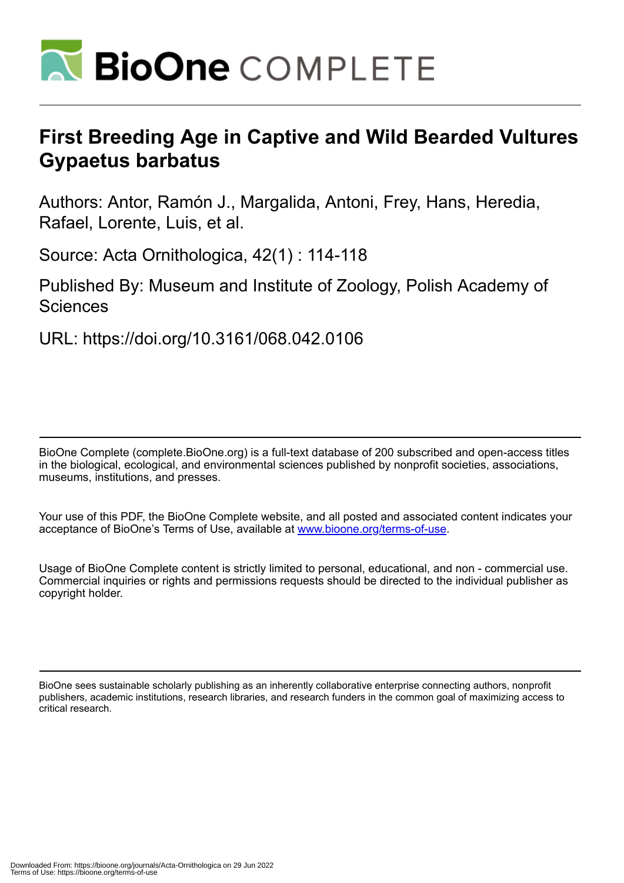# First Breeding Age in Captive and Wild Bearded Vultures *Gypaetus barbatus*

Authors: Antor, Ramón J., Margalida, Antoni, Frey, Hans, Heredia, Rafael, Lorente, Luis, et al.

Source: Acta Ornithologica, 42(1) : 114-118

Published By: Museum and Institute of Zoology, Polish Academy of Sciences

URL: https://doi.org/10.3161/068.042.0106

BioOne Complete (complete.BioOne.org) is a full-text database of 200 subscribed and open-access titles in the biological, ecological, and environmental sciences published by nonprofit societies, associations, museums, institutions, and presses.

Your use of this PDF, the BioOne Complete website, and all posted and associated content indicates your acceptance of BioOne's Terms of Use, available at www.bioone.org/terms-of-use.

Usage of BioOne Complete content is strictly limited to personal, educational, and non - commercial use. Commercial inquiries or rights and permissions requests should be directed to the individual publisher as copyright holder.

BioOne sees sustainable scholarly publishing as an inherently collaborative enterprise connecting authors, nonprofit publishers, academic institutions, research libraries, and research funders in the common goal of maximizing access to critical research.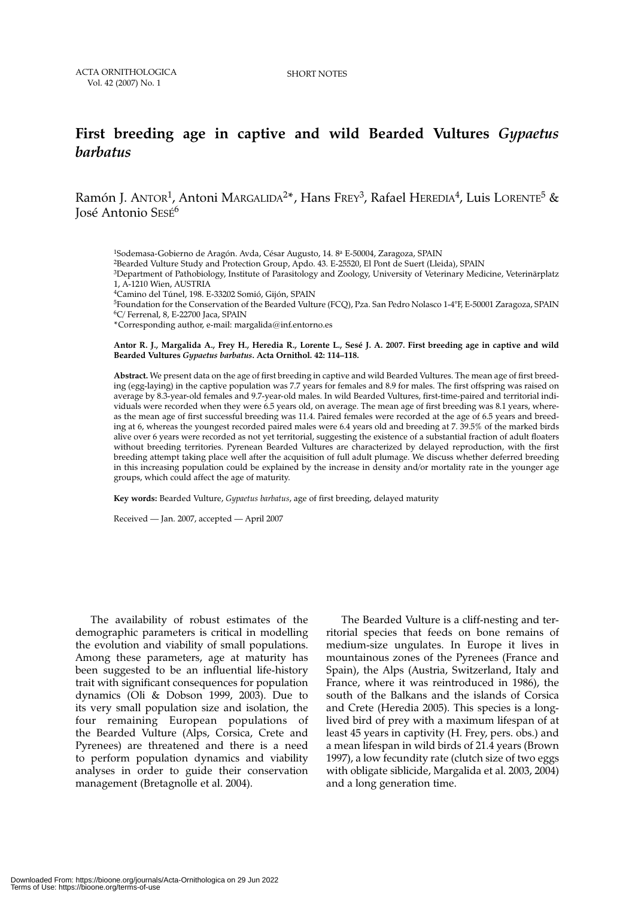# First breeding age in captive and wild Bearded Vultures *Gypaetus barbatus*

Ramón J. Antor[1], Antoni Margalida[2*], Hans Frey[3], Rafael Heredia[4], Luis Lorente[5] & José Antonio Sesé[6]

[1]Sodemasa-Gobierno de Aragón. Avda, César Augusto, 14. 8ª E-50004, Zaragoza, SPAIN
[2]Bearded Vulture Study and Protection Group, Apdo. 43. E-25520, El Pont de Suert (Lleida), SPAIN
[3]Department of Pathobiology, Institute of Parasitology and Zoology, University of Veterinary Medicine, Veterinärplatz 1, A-1210 Wien, AUSTRIA
[4]Camino del Túnel, 198. E-33202 Somió, Gijón, SPAIN
[5]Foundation for the Conservation of the Bearded Vulture (FCQ), Pza. San Pedro Nolasco 1-4°F, E-50001 Zaragoza, SPAIN
[6]C/ Ferrenal, 8, E-22700 Jaca, SPAIN
*Corresponding author, e-mail: margalida@inf.entorno.es

**Antor R. J., Margalida A., Frey H., Heredia R., Lorente L., Sesé J. A. 2007. First breeding age in captive and wild Bearded Vultures *Gypaetus barbatus*. Acta Ornithol. 42: 114–118.**

**Abstract.** We present data on the age of first breeding in captive and wild Bearded Vultures. The mean age of first breeding (egg-laying) in the captive population was 7.7 years for females and 8.9 for males. The first offspring was raised on average by 8.3-year-old females and 9.7-year-old males. In wild Bearded Vultures, first-time-paired and territorial individuals were recorded when they were 6.5 years old, on average. The mean age of first breeding was 8.1 years, whereas the mean age of first successful breeding was 11.4. Paired females were recorded at the age of 6.5 years and breeding at 6, whereas the youngest recorded paired males were 6.4 years old and breeding at 7. 39.5% of the marked birds alive over 6 years were recorded as not yet territorial, suggesting the existence of a substantial fraction of adult floaters without breeding territories. Pyrenean Bearded Vultures are characterized by delayed reproduction, with the first breeding attempt taking place well after the acquisition of full adult plumage. We discuss whether deferred breeding in this increasing population could be explained by the increase in density and/or mortality rate in the younger age groups, which could affect the age of maturity.

**Key words:** Bearded Vulture, *Gypaetus barbatus*, age of first breeding, delayed maturity

Received — Jan. 2007, accepted — April 2007

The availability of robust estimates of the demographic parameters is critical in modelling the evolution and viability of small populations. Among these parameters, age at maturity has been suggested to be an influential life-history trait with significant consequences for population dynamics (Oli & Dobson 1999, 2003). Due to its very small population size and isolation, the four remaining European populations of the Bearded Vulture (Alps, Corsica, Crete and Pyrenees) are threatened and there is a need to perform population dynamics and viability analyses in order to guide their conservation management (Bretagnolle et al. 2004).

The Bearded Vulture is a cliff-nesting and territorial species that feeds on bone remains of medium-size ungulates. In Europe it lives in mountainous zones of the Pyrenees (France and Spain), the Alps (Austria, Switzerland, Italy and France, where it was reintroduced in 1986), the south of the Balkans and the islands of Corsica and Crete (Heredia 2005). This species is a long-lived bird of prey with a maximum lifespan of at least 45 years in captivity (H. Frey, pers. obs.) and a mean lifespan in wild birds of 21.4 years (Brown 1997), a low fecundity rate (clutch size of two eggs with obligate siblicide, Margalida et al. 2003, 2004) and a long generation time.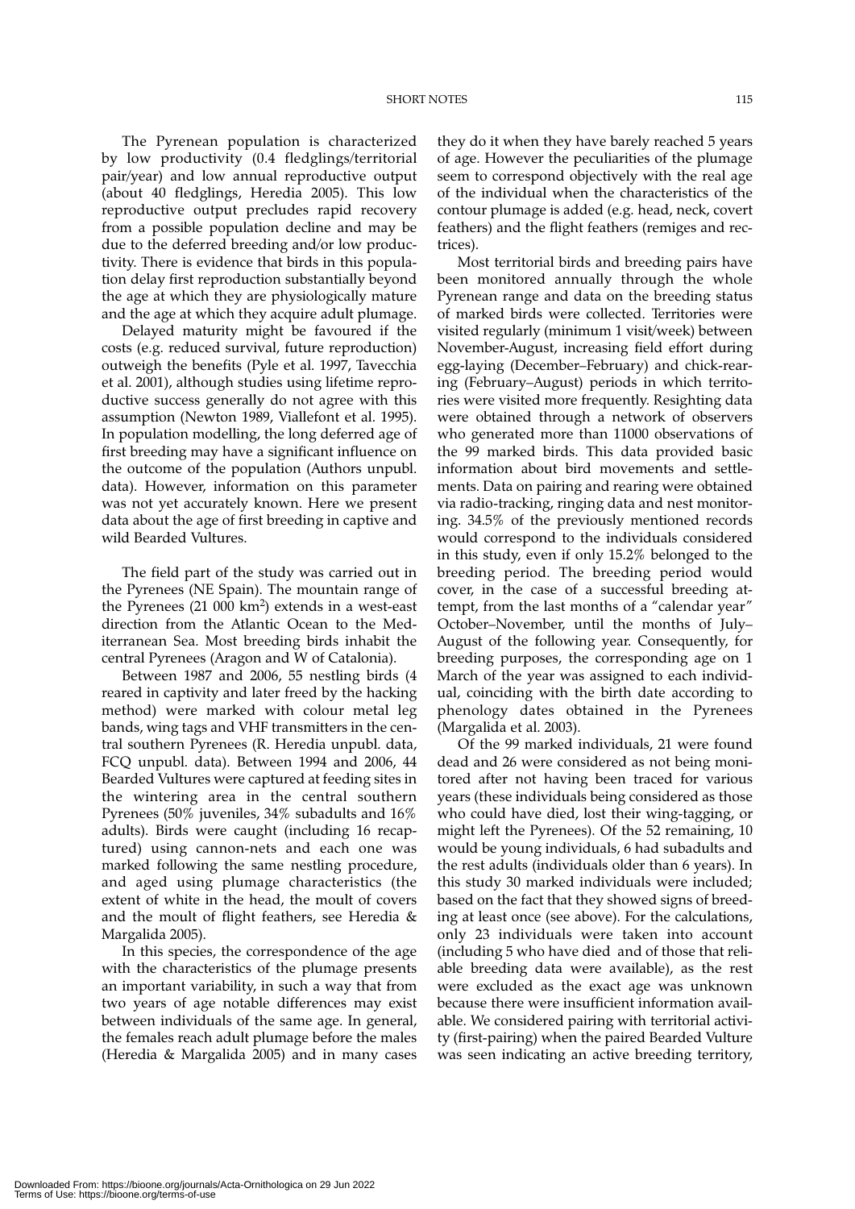The Pyrenean population is characterized by low productivity (0.4 fledglings/territorial pair/year) and low annual reproductive output (about 40 fledglings, Heredia 2005). This low reproductive output precludes rapid recovery from a possible population decline and may be due to the deferred breeding and/or low productivity. There is evidence that birds in this population delay first reproduction substantially beyond the age at which they are physiologically mature and the age at which they acquire adult plumage.

Delayed maturity might be favoured if the costs (e.g. reduced survival, future reproduction) outweigh the benefits (Pyle et al. 1997, Tavecchia et al. 2001), although studies using lifetime reproductive success generally do not agree with this assumption (Newton 1989, Viallefont et al. 1995). In population modelling, the long deferred age of first breeding may have a significant influence on the outcome of the population (Authors unpubl. data). However, information on this parameter was not yet accurately known. Here we present data about the age of first breeding in captive and wild Bearded Vultures.

The field part of the study was carried out in the Pyrenees (NE Spain). The mountain range of the Pyrenees (21 000 km$^2$) extends in a west-east direction from the Atlantic Ocean to the Mediterranean Sea. Most breeding birds inhabit the central Pyrenees (Aragon and W of Catalonia).

Between 1987 and 2006, 55 nestling birds (4 reared in captivity and later freed by the hacking method) were marked with colour metal leg bands, wing tags and VHF transmitters in the central southern Pyrenees (R. Heredia unpubl. data, FCQ unpubl. data). Between 1994 and 2006, 44 Bearded Vultures were captured at feeding sites in the wintering area in the central southern Pyrenees (50% juveniles, 34% subadults and 16% adults). Birds were caught (including 16 recaptured) using cannon-nets and each one was marked following the same nestling procedure, and aged using plumage characteristics (the extent of white in the head, the moult of covers and the moult of flight feathers, see Heredia & Margalida 2005).

In this species, the correspondence of the age with the characteristics of the plumage presents an important variability, in such a way that from two years of age notable differences may exist between individuals of the same age. In general, the females reach adult plumage before the males (Heredia & Margalida 2005) and in many cases they do it when they have barely reached 5 years of age. However the peculiarities of the plumage seem to correspond objectively with the real age of the individual when the characteristics of the contour plumage is added (e.g. head, neck, covert feathers) and the flight feathers (remiges and rectrices).

Most territorial birds and breeding pairs have been monitored annually through the whole Pyrenean range and data on the breeding status of marked birds were collected. Territories were visited regularly (minimum 1 visit/week) between November-August, increasing field effort during egg-laying (December–February) and chick-rearing (February–August) periods in which territories were visited more frequently. Resighting data were obtained through a network of observers who generated more than 11000 observations of the 99 marked birds. This data provided basic information about bird movements and settlements. Data on pairing and rearing were obtained via radio-tracking, ringing data and nest monitoring. 34.5% of the previously mentioned records would correspond to the individuals considered in this study, even if only 15.2% belonged to the breeding period. The breeding period would cover, in the case of a successful breeding attempt, from the last months of a "calendar year" October–November, until the months of July–August of the following year. Consequently, for breeding purposes, the corresponding age on 1 March of the year was assigned to each individual, coinciding with the birth date according to phenology dates obtained in the Pyrenees (Margalida et al. 2003).

Of the 99 marked individuals, 21 were found dead and 26 were considered as not being monitored after not having been traced for various years (these individuals being considered as those who could have died, lost their wing-tagging, or might left the Pyrenees). Of the 52 remaining, 10 would be young individuals, 6 had subadults and the rest adults (individuals older than 6 years). In this study 30 marked individuals were included; based on the fact that they showed signs of breeding at least once (see above). For the calculations, only 23 individuals were taken into account (including 5 who have died and of those that reliable breeding data were available), as the rest were excluded as the exact age was unknown because there were insufficient information available. We considered pairing with territorial activity (first-pairing) when the paired Bearded Vulture was seen indicating an active breeding territory,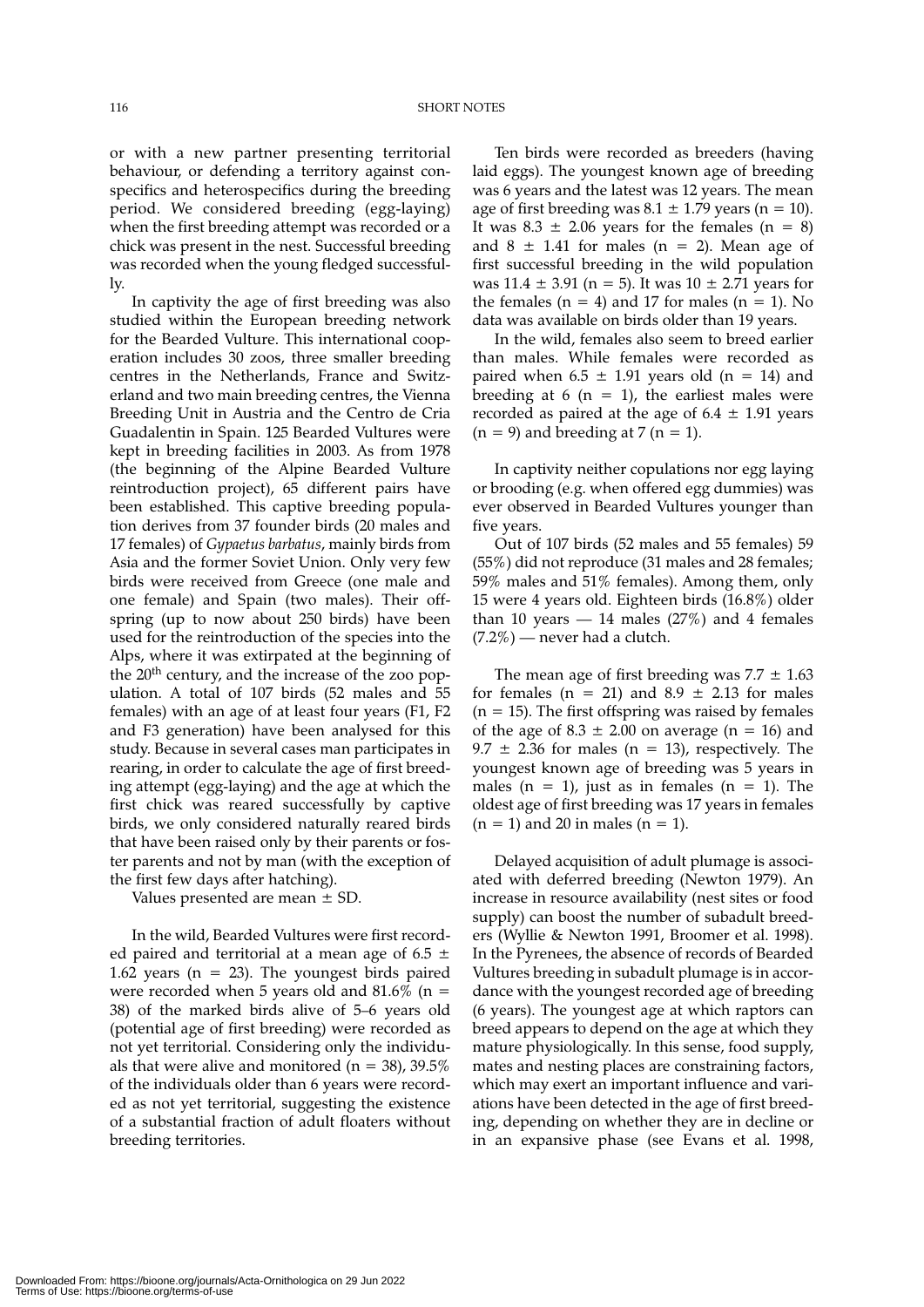or with a new partner presenting territorial behaviour, or defending a territory against conspecifics and heterospecifics during the breeding period. We considered breeding (egg-laying) when the first breeding attempt was recorded or a chick was present in the nest. Successful breeding was recorded when the young fledged successfully.

In captivity the age of first breeding was also studied within the European breeding network for the Bearded Vulture. This international cooperation includes 30 zoos, three smaller breeding centres in the Netherlands, France and Switzerland and two main breeding centres, the Vienna Breeding Unit in Austria and the Centro de Cria Guadalentin in Spain. 125 Bearded Vultures were kept in breeding facilities in 2003. As from 1978 (the beginning of the Alpine Bearded Vulture reintroduction project), 65 different pairs have been established. This captive breeding population derives from 37 founder birds (20 males and 17 females) of *Gypaetus barbatus*, mainly birds from Asia and the former Soviet Union. Only very few birds were received from Greece (one male and one female) and Spain (two males). Their offspring (up to now about 250 birds) have been used for the reintroduction of the species into the Alps, where it was extirpated at the beginning of the 20th century, and the increase of the zoo population. A total of 107 birds (52 males and 55 females) with an age of at least four years (F1, F2 and F3 generation) have been analysed for this study. Because in several cases man participates in rearing, in order to calculate the age of first breeding attempt (egg-laying) and the age at which the first chick was reared successfully by captive birds, we only considered naturally reared birds that have been raised only by their parents or foster parents and not by man (with the exception of the first few days after hatching).

Values presented are mean ± SD.

In the wild, Bearded Vultures were first recorded paired and territorial at a mean age of 6.5 ± 1.62 years (n = 23). The youngest birds paired were recorded when 5 years old and 81.6% (n = 38) of the marked birds alive of 5–6 years old (potential age of first breeding) were recorded as not yet territorial. Considering only the individuals that were alive and monitored (n = 38), 39.5% of the individuals older than 6 years were recorded as not yet territorial, suggesting the existence of a substantial fraction of adult floaters without breeding territories.

Ten birds were recorded as breeders (having laid eggs). The youngest known age of breeding was 6 years and the latest was 12 years. The mean age of first breeding was 8.1 ± 1.79 years (n = 10). It was 8.3 ± 2.06 years for the females (n = 8) and 8 ± 1.41 for males (n = 2). Mean age of first successful breeding in the wild population was 11.4 ± 3.91 (n = 5). It was 10 ± 2.71 years for the females (n = 4) and 17 for males (n = 1). No data was available on birds older than 19 years.

In the wild, females also seem to breed earlier than males. While females were recorded as paired when 6.5 ± 1.91 years old (n = 14) and breeding at 6 (n = 1), the earliest males were recorded as paired at the age of 6.4 ± 1.91 years (n = 9) and breeding at 7 (n = 1).

In captivity neither copulations nor egg laying or brooding (e.g. when offered egg dummies) was ever observed in Bearded Vultures younger than five years.

Out of 107 birds (52 males and 55 females) 59 (55%) did not reproduce (31 males and 28 females; 59% males and 51% females). Among them, only 15 were 4 years old. Eighteen birds (16.8%) older than 10 years — 14 males (27%) and 4 females (7.2%) — never had a clutch.

The mean age of first breeding was 7.7 ± 1.63 for females (n = 21) and 8.9 ± 2.13 for males (n = 15). The first offspring was raised by females of the age of 8.3 ± 2.00 on average (n = 16) and 9.7 ± 2.36 for males (n = 13), respectively. The youngest known age of breeding was 5 years in males (n = 1), just as in females (n = 1). The oldest age of first breeding was 17 years in females (n = 1) and 20 in males (n = 1).

Delayed acquisition of adult plumage is associated with deferred breeding (Newton 1979). An increase in resource availability (nest sites or food supply) can boost the number of subadult breeders (Wyllie & Newton 1991, Broomer et al. 1998). In the Pyrenees, the absence of records of Bearded Vultures breeding in subadult plumage is in accordance with the youngest recorded age of breeding (6 years). The youngest age at which raptors can breed appears to depend on the age at which they mature physiologically. In this sense, food supply, mates and nesting places are constraining factors, which may exert an important influence and variations have been detected in the age of first breeding, depending on whether they are in decline or in an expansive phase (see Evans et al. 1998,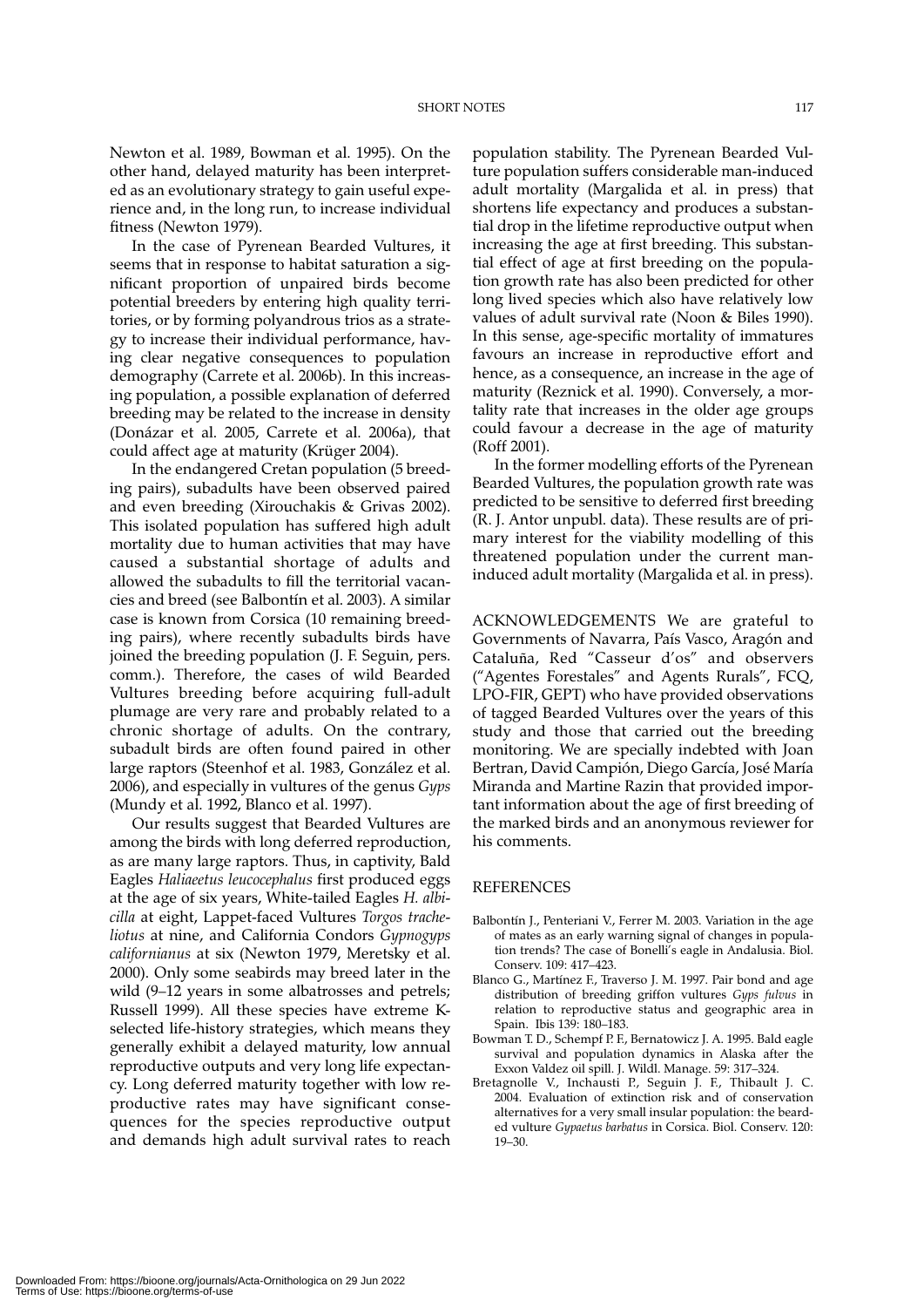Newton et al. 1989, Bowman et al. 1995). On the other hand, delayed maturity has been interpreted as an evolutionary strategy to gain useful experience and, in the long run, to increase individual fitness (Newton 1979).

In the case of Pyrenean Bearded Vultures, it seems that in response to habitat saturation a significant proportion of unpaired birds become potential breeders by entering high quality territories, or by forming polyandrous trios as a strategy to increase their individual performance, having clear negative consequences to population demography (Carrete et al. 2006b). In this increasing population, a possible explanation of deferred breeding may be related to the increase in density (Donázar et al. 2005, Carrete et al. 2006a), that could affect age at maturity (Krüger 2004).

In the endangered Cretan population (5 breeding pairs), subadults have been observed paired and even breeding (Xirouchakis & Grivas 2002). This isolated population has suffered high adult mortality due to human activities that may have caused a substantial shortage of adults and allowed the subadults to fill the territorial vacancies and breed (see Balbontín et al. 2003). A similar case is known from Corsica (10 remaining breeding pairs), where recently subadults birds have joined the breeding population (J. F. Seguin, pers. comm.). Therefore, the cases of wild Bearded Vultures breeding before acquiring full-adult plumage are very rare and probably related to a chronic shortage of adults. On the contrary, subadult birds are often found paired in other large raptors (Steenhof et al. 1983, González et al. 2006), and especially in vultures of the genus *Gyps* (Mundy et al. 1992, Blanco et al. 1997).

Our results suggest that Bearded Vultures are among the birds with long deferred reproduction, as are many large raptors. Thus, in captivity, Bald Eagles *Haliaeetus leucocephalus* first produced eggs at the age of six years, White-tailed Eagles *H. albicilla* at eight, Lappet-faced Vultures *Torgos tracheliotus* at nine, and California Condors *Gypnogyps californianus* at six (Newton 1979, Meretsky et al. 2000). Only some seabirds may breed later in the wild (9–12 years in some albatrosses and petrels; Russell 1999). All these species have extreme K-selected life-history strategies, which means they generally exhibit a delayed maturity, low annual reproductive outputs and very long life expectancy. Long deferred maturity together with low reproductive rates may have significant consequences for the species reproductive output and demands high adult survival rates to reach population stability. The Pyrenean Bearded Vulture population suffers considerable man-induced adult mortality (Margalida et al. in press) that shortens life expectancy and produces a substantial drop in the lifetime reproductive output when increasing the age at first breeding. This substantial effect of age at first breeding on the population growth rate has also been predicted for other long lived species which also have relatively low values of adult survival rate (Noon & Biles 1990). In this sense, age-specific mortality of immatures favours an increase in reproductive effort and hence, as a consequence, an increase in the age of maturity (Reznick et al. 1990). Conversely, a mortality rate that increases in the older age groups could favour a decrease in the age of maturity (Roff 2001).

In the former modelling efforts of the Pyrenean Bearded Vultures, the population growth rate was predicted to be sensitive to deferred first breeding (R. J. Antor unpubl. data). These results are of primary interest for the viability modelling of this threatened population under the current man-induced adult mortality (Margalida et al. in press).

ACKNOWLEDGEMENTS We are grateful to Governments of Navarra, País Vasco, Aragón and Cataluña, Red "Casseur d'os" and observers ("Agentes Forestales" and Agents Rurals", FCQ, LPO-FIR, GEPT) who have provided observations of tagged Bearded Vultures over the years of this study and those that carried out the breeding monitoring. We are specially indebted with Joan Bertran, David Campión, Diego García, José María Miranda and Martine Razin that provided important information about the age of first breeding of the marked birds and an anonymous reviewer for his comments.

## REFERENCES

Balbontín J., Penteriani V., Ferrer M. 2003. Variation in the age of mates as an early warning signal of changes in population trends? The case of Bonelli's eagle in Andalusia. Biol. Conserv. 109: 417–423.

Blanco G., Martínez F., Traverso J. M. 1997. Pair bond and age distribution of breeding griffon vultures *Gyps fulvus* in relation to reproductive status and geographic area in Spain. Ibis 139: 180–183.

Bowman T. D., Schempf P. F., Bernatowicz J. A. 1995. Bald eagle survival and population dynamics in Alaska after the Exxon Valdez oil spill. J. Wildl. Manage. 59: 317–324.

Bretagnolle V., Inchausti P., Seguin J. F., Thibault J. C. 2004. Evaluation of extinction risk and of conservation alternatives for a very small insular population: the bearded vulture *Gypaetus barbatus* in Corsica. Biol. Conserv. 120: 19–30.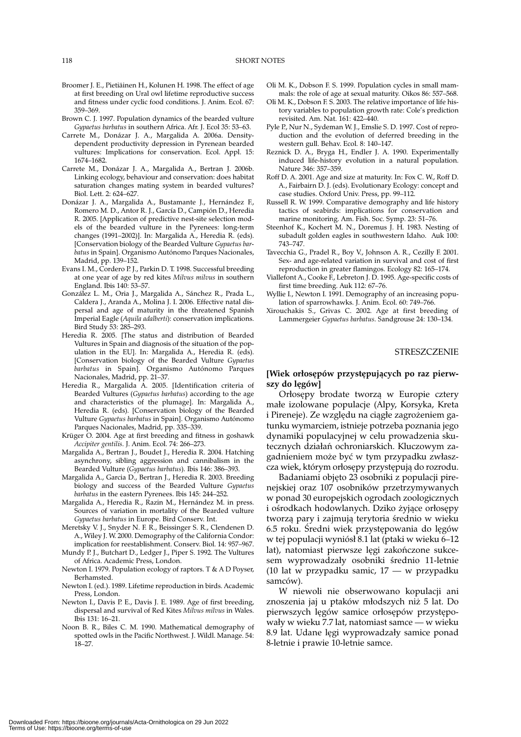Broomer J. E., Pietiäinen H., Kolunen H. 1998. The effect of age at first breeding on Ural owl lifetime reproductive success and fitness under cyclic food conditions. J. Anim. Ecol. 67: 359–369.

Brown C. J. 1997. Population dynamics of the bearded vulture *Gypaetus barbatus* in southern Africa. Afr. J. Ecol 35: 53–63.

Carrete M., Donázar J. A., Margalida A. 2006a. Density-dependent productivity depression in Pyrenean bearded vultures: Implications for conservation. Ecol. Appl. 15: 1674–1682.

Carrete M., Donázar J. A., Margalida A., Bertran J. 2006b. Linking ecology, behaviour and conservation: does habitat saturation changes mating system in bearded vultures? Biol. Lett. 2: 624–627.

Donázar J. A., Margalida A., Bustamante J., Hernández F., Romero M. D., Antor R. J., García D., Campión D., Heredia R. 2005. [Application of predictive nest-site selection models of the bearded vulture in the Pyrenees: long-term changes (1991–2002)]. In: Margalida A., Heredia R. (eds). [Conservation biology of the Bearded Vulture *Gypaetus barbatus* in Spain]. Organismo Autónomo Parques Nacionales, Madrid, pp. 139–152.

Evans I. M., Cordero P. J., Parkin D. T. 1998. Successful breeding at one year of age by red kites *Milvus milvus* in southern England. Ibis 140: 53–57.

González L. M., Oria J., Margalida A., Sánchez R., Prada L., Caldera J., Aranda A., Molina J. I. 2006. Effective natal dispersal and age of maturity in the threatened Spanish Imperial Eagle (*Aquila adalberti*): conservation implications. Bird Study 53: 285–293.

Heredia R. 2005. [The status and distribution of Bearded Vultures in Spain and diagnosis of the situation of the population in the EU]. In: Margalida A., Heredia R. (eds). [Conservation biology of the Bearded Vulture *Gypaetus barbatus* in Spain]. Organismo Autónomo Parques Nacionales, Madrid, pp. 21–37.

Heredia R., Margalida A. 2005. [Identification criteria of Bearded Vultures (*Gypaetus barbatus*) according to the age and characteristics of the plumage]. In: Margalida A., Heredia R. (eds). [Conservation biology of the Bearded Vulture *Gypaetus barbatus* in Spain]. Organismo Autónomo Parques Nacionales, Madrid, pp. 335–339.

Krüger O. 2004. Age at first breeding and fitness in goshawk *Accipiter gentilis*. J. Anim. Ecol. 74: 266–273.

Margalida A., Bertran J., Boudet J., Heredia R. 2004. Hatching asynchrony, sibling aggression and cannibalism in the Bearded Vulture (*Gypaetus barbatus*). Ibis 146: 386–393.

Margalida A., Garcia D., Bertran J., Heredia R. 2003. Breeding biology and success of the Bearded Vulture *Gypaetus barbatus* in the eastern Pyrenees. Ibis 145: 244–252.

Margalida A., Heredia R., Razin M., Hernández M. in press. Sources of variation in mortality of the Bearded vulture *Gypaetus barbatus* in Europe. Bird Conserv. Int.

Meretsky V. J., Snyder N. F. R., Beissinger S. R., Clendenen D. A., Wiley J. W. 2000. Demography of the California Condor: implication for reestablishment. Conserv. Biol. 14: 957–967.

Mundy P. J., Butchart D., Ledger J., Piper S. 1992. The Vultures of Africa. Academic Press, London.

Newton I. 1979. Population ecology of raptors. T & A D Poyser, Berhamsted.

Newton I. (ed.). 1989. Lifetime reproduction in birds. Academic Press, London.

Newton I., Davis P. E., Davis J. E. 1989. Age of first breeding, dispersal and survival of Red Kites *Milvus milvus* in Wales. Ibis 131: 16–21.

Noon B. R., Biles C. M. 1990. Mathematical demography of spotted owls in the Pacific Northwest. J. Wildl. Manage. 54: 18–27.

Oli M. K., Dobson F. S. 1999. Population cycles in small mammals: the role of age at sexual maturity. Oikos 86: 557–568.

Oli M. K., Dobson F. S. 2003. The relative importance of life history variables to population growth rate: Cole's prediction revisited. Am. Nat. 161: 422–440.

Pyle P., Nur N., Sydeman W. J., Emslie S. D. 1997. Cost of reproduction and the evolution of deferred breeding in the western gull. Behav. Ecol. 8: 140–147.

Reznick D. A., Bryga H., Endler J. A. 1990. Experimentally induced life-history evolution in a natural population. Nature 346: 357–359.

Roff D. A. 2001. Age and size at maturity. In: Fox C. W., Roff D. A., Fairbairn D. J. (eds). Evolutionary Ecology: concept and case studies. Oxford Univ. Press, pp. 99–112.

Russell R. W. 1999. Comparative demography and life history tactics of seabirds: implications for conservation and marine monitoring. Am. Fish. Soc. Symp. 23: 51–76.

Steenhof K., Kochert M. N., Doremus J. H. 1983. Nesting of subadult golden eagles in southwestern Idaho. Auk 100: 743–747.

Tavecchia G., Pradel R., Boy V., Johnson A. R., Cezilly F. 2001. Sex- and age-related variation in survival and cost of first reproduction in greater flamingos. Ecology 82: 165–174.

Viallefont A., Cooke F., Lebreton J. D. 1995. Age-specific costs of first time breeding. Auk 112: 67–76.

Wyllie I., Newton I. 1991. Demography of an increasing population of sparrowhawks. J. Anim. Ecol. 60: 749–766.

Xirouchakis S., Grivas C. 2002. Age at first breeding of Lammergeier *Gypaetus barbatus*. Sandgrouse 24: 130–134.

## STRESZCZENIE

**[Wiek orłosępów przystępujących po raz pierwszy do lęgów]**

Orłosępy brodate tworzą w Europie cztery małe izolowane populacje (Alpy, Korsyka, Kreta i Pireneje). Ze względu na ciągłe zagrożeniem gatunku wymarciem, istnieje potrzeba poznania jego dynamiki populacyjnej w celu prowadzenia skutecznych działań ochroniarskich. Kluczowym zagadnieniem może być w tym przypadku zwłaszcza wiek, którym orłosępy przystępują do rozrodu.

Badaniami objęto 23 osobniki z populacji pirenejskiej oraz 107 osobników przetrzymywanych w ponad 30 europejskich ogrodach zoologicznych i ośrodkach hodowlanych. Dziko żyjące orłosępy tworzą pary i zajmują terytoria średnio w wieku 6.5 roku. Średni wiek przystępowania do lęgów w tej populacji wyniósł 8.1 lat (ptaki w wieku 6–12 lat), natomiast pierwsze lęgi zakończone sukcesem wyprowadzały osobniki średnio 11-letnie (10 lat w przypadku samic, 17 — w przypadku samców).

W niewoli nie obserwowano kopulacji ani znoszenia jaj u ptaków młodszych niż 5 lat. Do pierwszych lęgów samice orłosępów przystępowały w wieku 7.7 lat, natomiast samce — w wieku 8.9 lat. Udane lęgi wyprowadzały samice ponad 8-letnie i prawie 10-letnie samce.